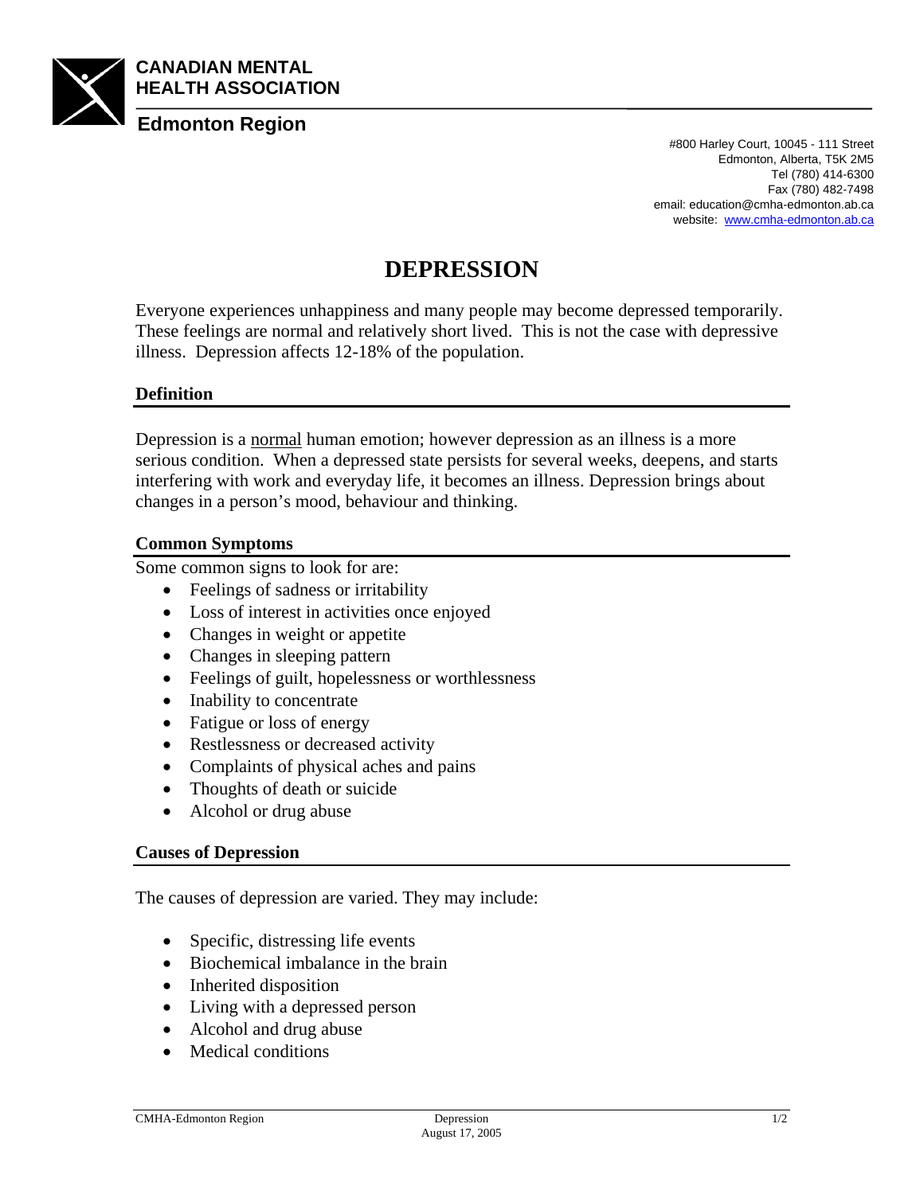**CANADIAN MENTAL HEALTH ASSOCIATION**

**Edmonton Region**

#800 Harley Court, 10045 - 111 Street
Edmonton, Alberta, T5K 2M5
Tel (780) 414-6300
Fax (780) 482-7498
email: education@cmha-edmonton.ab.ca
website: www.cmha-edmonton.ab.ca

# DEPRESSION

Everyone experiences unhappiness and many people may become depressed temporarily. These feelings are normal and relatively short lived. This is not the case with depressive illness. Depression affects 12-18% of the population.

## Definition

Depression is a normal human emotion; however depression as an illness is a more serious condition. When a depressed state persists for several weeks, deepens, and starts interfering with work and everyday life, it becomes an illness. Depression brings about changes in a person's mood, behaviour and thinking.

## Common Symptoms

Some common signs to look for are:

- Feelings of sadness or irritability
- Loss of interest in activities once enjoyed
- Changes in weight or appetite
- Changes in sleeping pattern
- Feelings of guilt, hopelessness or worthlessness
- Inability to concentrate
- Fatigue or loss of energy
- Restlessness or decreased activity
- Complaints of physical aches and pains
- Thoughts of death or suicide
- Alcohol or drug abuse

## Causes of Depression

The causes of depression are varied. They may include:

- Specific, distressing life events
- Biochemical imbalance in the brain
- Inherited disposition
- Living with a depressed person
- Alcohol and drug abuse
- Medical conditions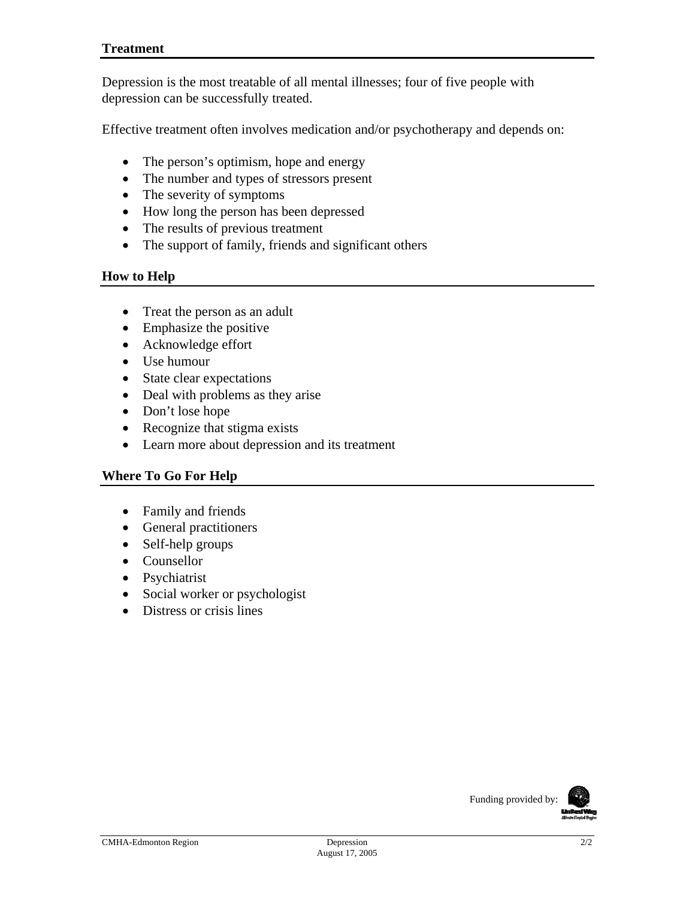## Treatment

Depression is the most treatable of all mental illnesses; four of five people with depression can be successfully treated.

Effective treatment often involves medication and/or psychotherapy and depends on:

- The person's optimism, hope and energy
- The number and types of stressors present
- The severity of symptoms
- How long the person has been depressed
- The results of previous treatment
- The support of family, friends and significant others

## How to Help

- Treat the person as an adult
- Emphasize the positive
- Acknowledge effort
- Use humour
- State clear expectations
- Deal with problems as they arise
- Don't lose hope
- Recognize that stigma exists
- Learn more about depression and its treatment

## Where To Go For Help

- Family and friends
- General practitioners
- Self-help groups
- Counsellor
- Psychiatrist
- Social worker or psychologist
- Distress or crisis lines

Funding provided by: United Way